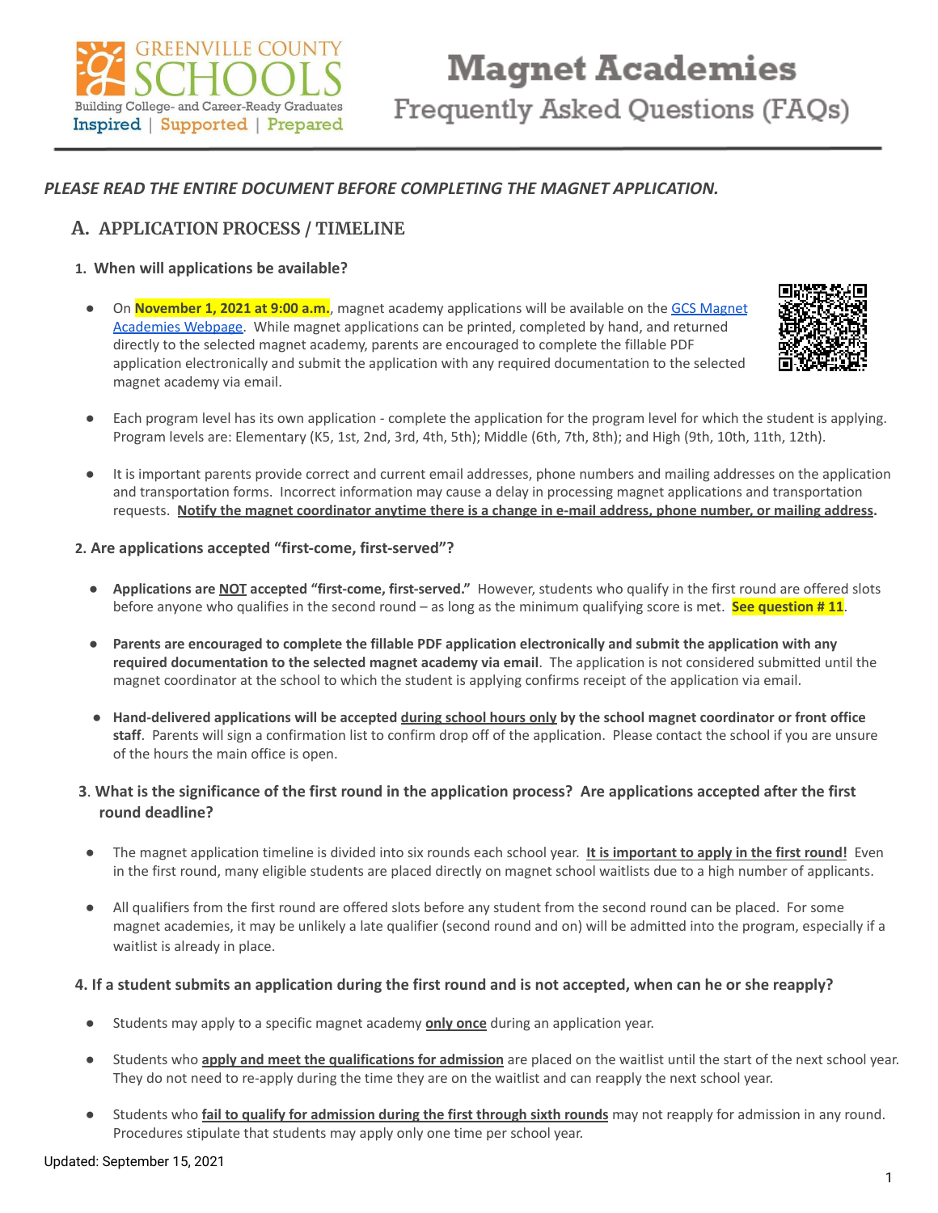# Magnet Academies
## Frequently Asked Questions (FAQs)

*PLEASE READ THE ENTIRE DOCUMENT BEFORE COMPLETING THE MAGNET APPLICATION.*

## A. APPLICATION PROCESS / TIMELINE

### 1. When will applications be available?

- On **November 1, 2021 at 9:00 a.m.**, magnet academy applications will be available on the GCS Magnet Academies Webpage. While magnet applications can be printed, completed by hand, and returned directly to the selected magnet academy, parents are encouraged to complete the fillable PDF application electronically and submit the application with any required documentation to the selected magnet academy via email.
- Each program level has its own application - complete the application for the program level for which the student is applying. Program levels are: Elementary (K5, 1st, 2nd, 3rd, 4th, 5th); Middle (6th, 7th, 8th); and High (9th, 10th, 11th, 12th).
- It is important parents provide correct and current email addresses, phone numbers and mailing addresses on the application and transportation forms. Incorrect information may cause a delay in processing magnet applications and transportation requests. **Notify the magnet coordinator anytime there is a change in e-mail address, phone number, or mailing address.**

### 2. Are applications accepted "first-come, first-served"?

- **Applications are NOT accepted "first-come, first-served."** However, students who qualify in the first round are offered slots before anyone who qualifies in the second round – as long as the minimum qualifying score is met. **See question # 11**.
- **Parents are encouraged to complete the fillable PDF application electronically and submit the application with any required documentation to the selected magnet academy via email**. The application is not considered submitted until the magnet coordinator at the school to which the student is applying confirms receipt of the application via email.
- **Hand-delivered applications will be accepted during school hours only by the school magnet coordinator or front office staff**. Parents will sign a confirmation list to confirm drop off of the application. Please contact the school if you are unsure of the hours the main office is open.

### 3. What is the significance of the first round in the application process? Are applications accepted after the first round deadline?

- The magnet application timeline is divided into six rounds each school year. **It is important to apply in the first round!** Even in the first round, many eligible students are placed directly on magnet school waitlists due to a high number of applicants.
- All qualifiers from the first round are offered slots before any student from the second round can be placed. For some magnet academies, it may be unlikely a late qualifier (second round and on) will be admitted into the program, especially if a waitlist is already in place.

### 4. If a student submits an application during the first round and is not accepted, when can he or she reapply?

- Students may apply to a specific magnet academy **only once** during an application year.
- Students who **apply and meet the qualifications for admission** are placed on the waitlist until the start of the next school year. They do not need to re-apply during the time they are on the waitlist and can reapply the next school year.
- Students who **fail to qualify for admission during the first through sixth rounds** may not reapply for admission in any round. Procedures stipulate that students may apply only one time per school year.

Updated: September 15, 2021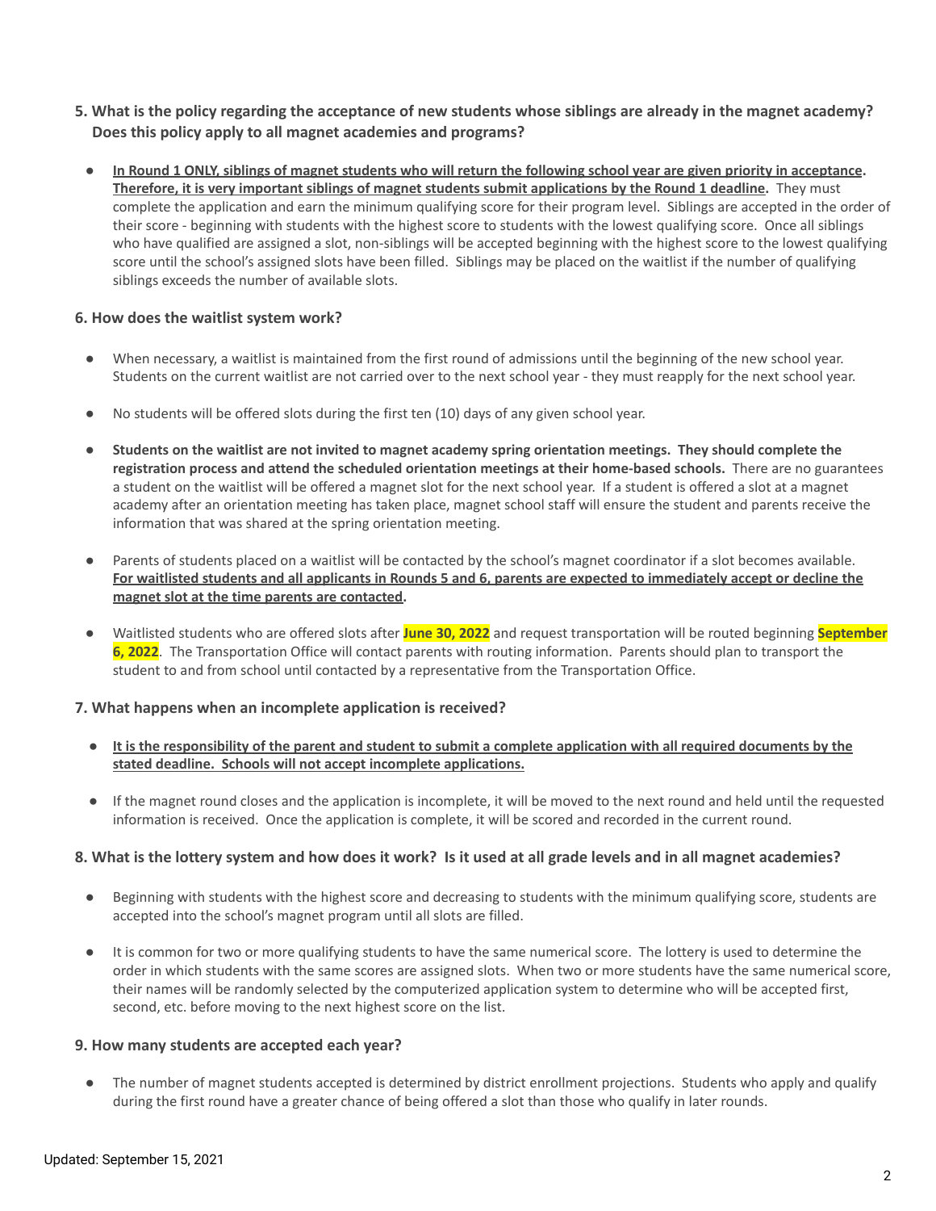**5. What is the policy regarding the acceptance of new students whose siblings are already in the magnet academy? Does this policy apply to all magnet academies and programs?**

- **In Round 1 ONLY, siblings of magnet students who will return the following school year are given priority in acceptance. Therefore, it is very important siblings of magnet students submit applications by the Round 1 deadline.** They must complete the application and earn the minimum qualifying score for their program level. Siblings are accepted in the order of their score - beginning with students with the highest score to students with the lowest qualifying score. Once all siblings who have qualified are assigned a slot, non-siblings will be accepted beginning with the highest score to the lowest qualifying score until the school's assigned slots have been filled. Siblings may be placed on the waitlist if the number of qualifying siblings exceeds the number of available slots.

**6. How does the waitlist system work?**

- When necessary, a waitlist is maintained from the first round of admissions until the beginning of the new school year. Students on the current waitlist are not carried over to the next school year - they must reapply for the next school year.
- No students will be offered slots during the first ten (10) days of any given school year.
- **Students on the waitlist are not invited to magnet academy spring orientation meetings. They should complete the registration process and attend the scheduled orientation meetings at their home-based schools.** There are no guarantees a student on the waitlist will be offered a magnet slot for the next school year. If a student is offered a slot at a magnet academy after an orientation meeting has taken place, magnet school staff will ensure the student and parents receive the information that was shared at the spring orientation meeting.
- Parents of students placed on a waitlist will be contacted by the school's magnet coordinator if a slot becomes available. **For waitlisted students and all applicants in Rounds 5 and 6, parents are expected to immediately accept or decline the magnet slot at the time parents are contacted.**
- Waitlisted students who are offered slots after **June 30, 2022** and request transportation will be routed beginning **September 6, 2022**. The Transportation Office will contact parents with routing information. Parents should plan to transport the student to and from school until contacted by a representative from the Transportation Office.

**7. What happens when an incomplete application is received?**

- **It is the responsibility of the parent and student to submit a complete application with all required documents by the stated deadline. Schools will not accept incomplete applications.**
- If the magnet round closes and the application is incomplete, it will be moved to the next round and held until the requested information is received. Once the application is complete, it will be scored and recorded in the current round.

**8. What is the lottery system and how does it work? Is it used at all grade levels and in all magnet academies?**

- Beginning with students with the highest score and decreasing to students with the minimum qualifying score, students are accepted into the school's magnet program until all slots are filled.
- It is common for two or more qualifying students to have the same numerical score. The lottery is used to determine the order in which students with the same scores are assigned slots. When two or more students have the same numerical score, their names will be randomly selected by the computerized application system to determine who will be accepted first, second, etc. before moving to the next highest score on the list.

**9. How many students are accepted each year?**

- The number of magnet students accepted is determined by district enrollment projections. Students who apply and qualify during the first round have a greater chance of being offered a slot than those who qualify in later rounds.

Updated: September 15, 2021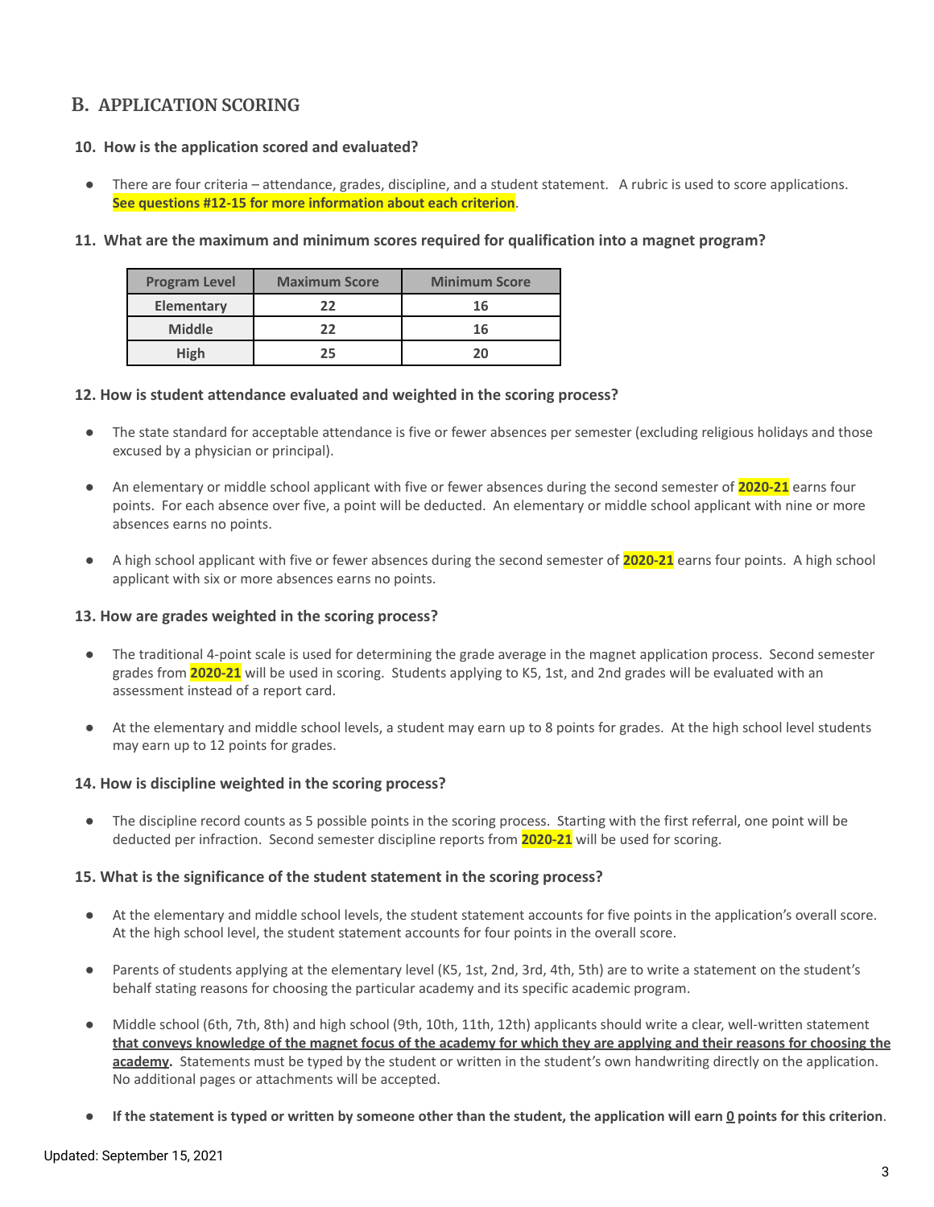## B. APPLICATION SCORING

### 10. How is the application scored and evaluated?

- There are four criteria – attendance, grades, discipline, and a student statement. A rubric is used to score applications. **See questions #12-15 for more information about each criterion**.

### 11. What are the maximum and minimum scores required for qualification into a magnet program?

| Program Level | Maximum Score | Minimum Score |
|---|---|---|
| Elementary | 22 | 16 |
| Middle | 22 | 16 |
| High | 25 | 20 |

### 12. How is student attendance evaluated and weighted in the scoring process?

- The state standard for acceptable attendance is five or fewer absences per semester (excluding religious holidays and those excused by a physician or principal).
- An elementary or middle school applicant with five or fewer absences during the second semester of **2020-21** earns four points. For each absence over five, a point will be deducted. An elementary or middle school applicant with nine or more absences earns no points.
- A high school applicant with five or fewer absences during the second semester of **2020-21** earns four points. A high school applicant with six or more absences earns no points.

### 13. How are grades weighted in the scoring process?

- The traditional 4-point scale is used for determining the grade average in the magnet application process. Second semester grades from **2020-21** will be used in scoring. Students applying to K5, 1st, and 2nd grades will be evaluated with an assessment instead of a report card.
- At the elementary and middle school levels, a student may earn up to 8 points for grades. At the high school level students may earn up to 12 points for grades.

### 14. How is discipline weighted in the scoring process?

- The discipline record counts as 5 possible points in the scoring process. Starting with the first referral, one point will be deducted per infraction. Second semester discipline reports from **2020-21** will be used for scoring.

### 15. What is the significance of the student statement in the scoring process?

- At the elementary and middle school levels, the student statement accounts for five points in the application's overall score. At the high school level, the student statement accounts for four points in the overall score.
- Parents of students applying at the elementary level (K5, 1st, 2nd, 3rd, 4th, 5th) are to write a statement on the student's behalf stating reasons for choosing the particular academy and its specific academic program.
- Middle school (6th, 7th, 8th) and high school (9th, 10th, 11th, 12th) applicants should write a clear, well-written statement **that conveys knowledge of the magnet focus of the academy for which they are applying and their reasons for choosing the academy.** Statements must be typed by the student or written in the student's own handwriting directly on the application. No additional pages or attachments will be accepted.
- **If the statement is typed or written by someone other than the student, the application will earn 0 points for this criterion.**

Updated: September 15, 2021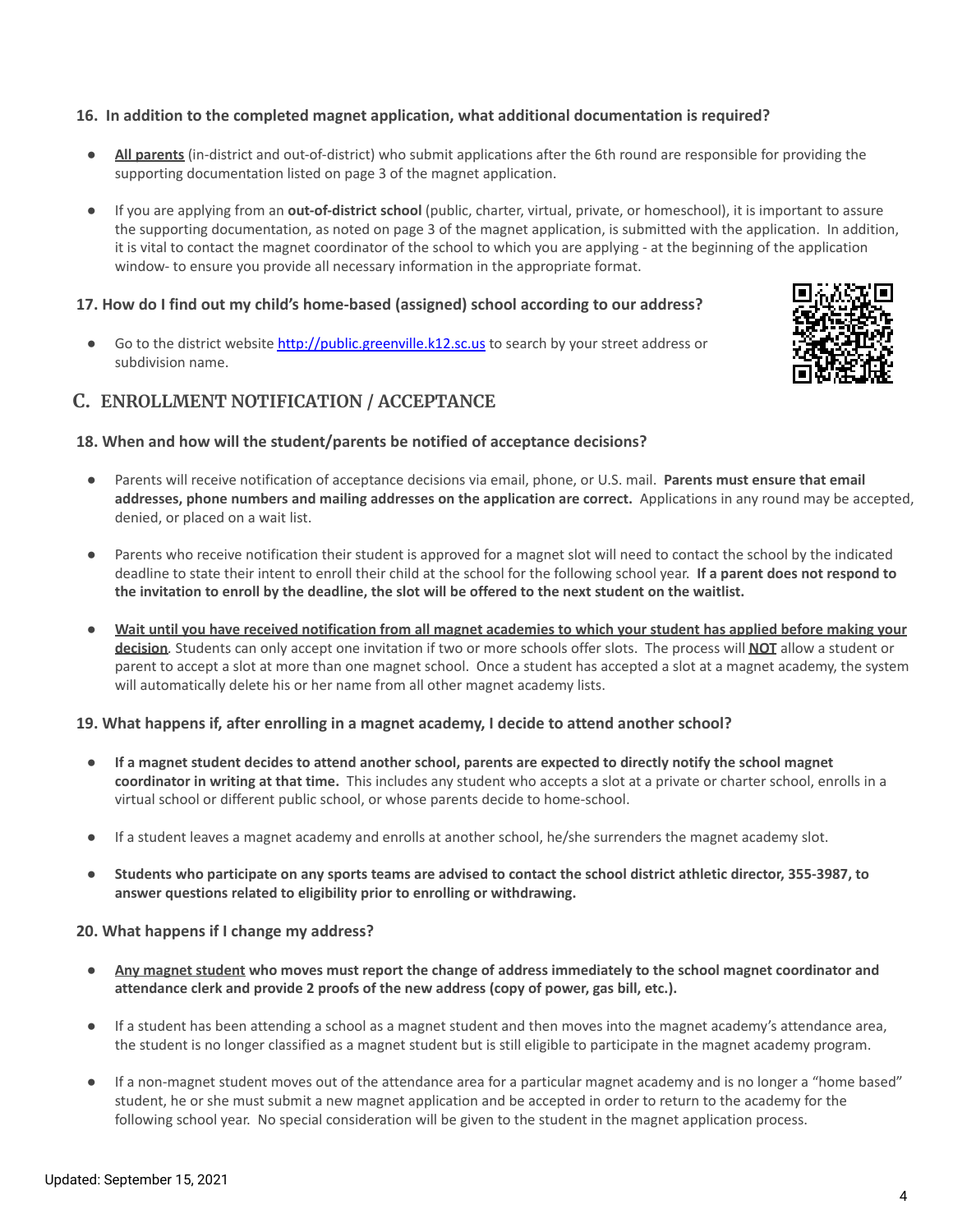**16. In addition to the completed magnet application, what additional documentation is required?**

- **All parents** (in-district and out-of-district) who submit applications after the 6th round are responsible for providing the supporting documentation listed on page 3 of the magnet application.

- If you are applying from an **out-of-district school** (public, charter, virtual, private, or homeschool), it is important to assure the supporting documentation, as noted on page 3 of the magnet application, is submitted with the application. In addition, it is vital to contact the magnet coordinator of the school to which you are applying - at the beginning of the application window- to ensure you provide all necessary information in the appropriate format.

**17. How do I find out my child's home-based (assigned) school according to our address?**

- Go to the district website [http://public.greenville.k12.sc.us](http://public.greenville.k12.sc.us) to search by your street address or subdivision name.

## C. ENROLLMENT NOTIFICATION / ACCEPTANCE

**18. When and how will the student/parents be notified of acceptance decisions?**

- Parents will receive notification of acceptance decisions via email, phone, or U.S. mail. **Parents must ensure that email addresses, phone numbers and mailing addresses on the application are correct.** Applications in any round may be accepted, denied, or placed on a wait list.

- Parents who receive notification their student is approved for a magnet slot will need to contact the school by the indicated deadline to state their intent to enroll their child at the school for the following school year. **If a parent does not respond to the invitation to enroll by the deadline, the slot will be offered to the next student on the waitlist.**

- **Wait until you have received notification from all magnet academies to which your student has applied before making your decision**. Students can only accept one invitation if two or more schools offer slots. The process will **NOT** allow a student or parent to accept a slot at more than one magnet school. Once a student has accepted a slot at a magnet academy, the system will automatically delete his or her name from all other magnet academy lists.

**19. What happens if, after enrolling in a magnet academy, I decide to attend another school?**

- **If a magnet student decides to attend another school, parents are expected to directly notify the school magnet coordinator in writing at that time.** This includes any student who accepts a slot at a private or charter school, enrolls in a virtual school or different public school, or whose parents decide to home-school.

- If a student leaves a magnet academy and enrolls at another school, he/she surrenders the magnet academy slot.

- **Students who participate on any sports teams are advised to contact the school district athletic director, 355-3987, to answer questions related to eligibility prior to enrolling or withdrawing.**

**20. What happens if I change my address?**

- **Any magnet student who moves must report the change of address immediately to the school magnet coordinator and attendance clerk and provide 2 proofs of the new address (copy of power, gas bill, etc.).**

- If a student has been attending a school as a magnet student and then moves into the magnet academy's attendance area, the student is no longer classified as a magnet student but is still eligible to participate in the magnet academy program.

- If a non-magnet student moves out of the attendance area for a particular magnet academy and is no longer a "home based" student, he or she must submit a new magnet application and be accepted in order to return to the academy for the following school year. No special consideration will be given to the student in the magnet application process.

Updated: September 15, 2021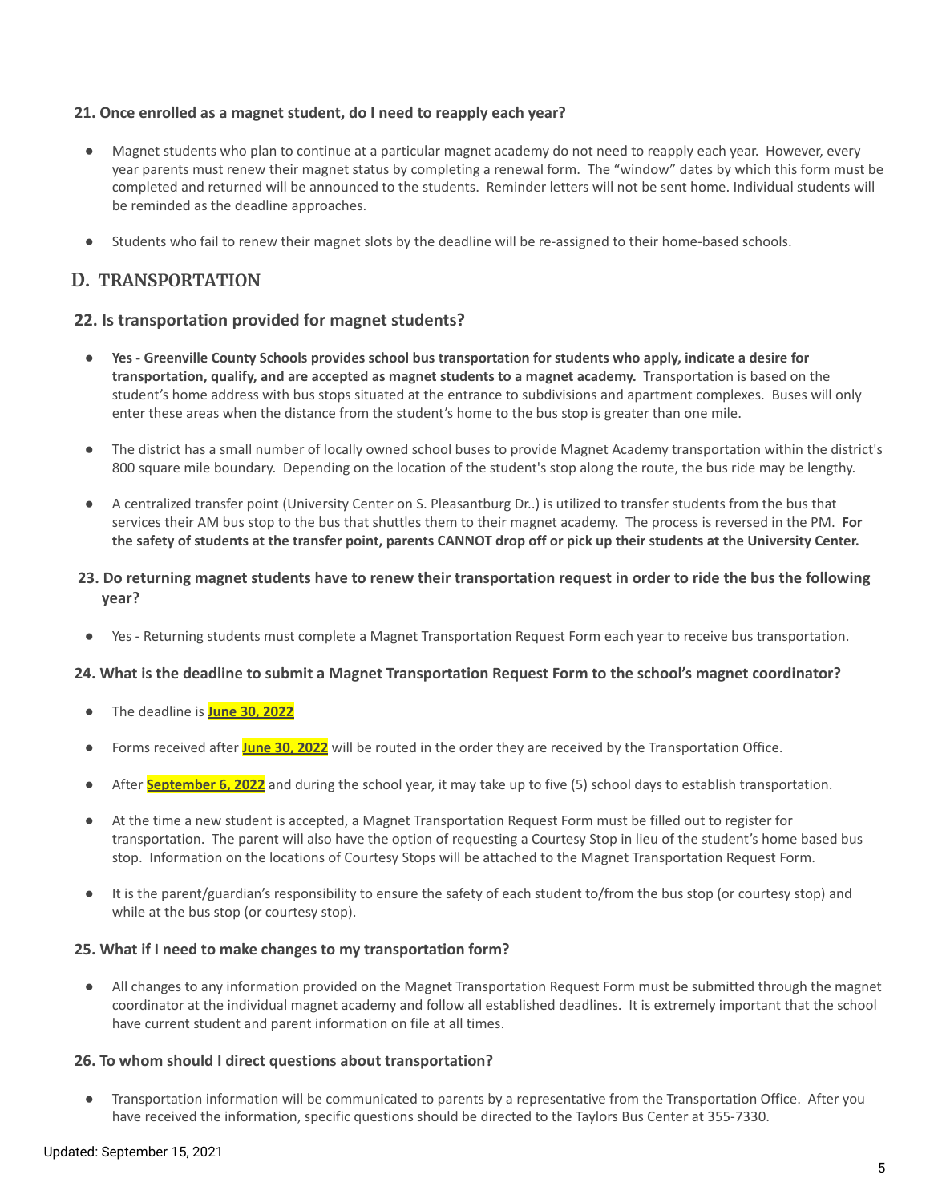### 21. Once enrolled as a magnet student, do I need to reapply each year?

- Magnet students who plan to continue at a particular magnet academy do not need to reapply each year. However, every year parents must renew their magnet status by completing a renewal form. The "window" dates by which this form must be completed and returned will be announced to the students. Reminder letters will not be sent home. Individual students will be reminded as the deadline approaches.
- Students who fail to renew their magnet slots by the deadline will be re-assigned to their home-based schools.

## D. TRANSPORTATION

### 22. Is transportation provided for magnet students?

- **Yes - Greenville County Schools provides school bus transportation for students who apply, indicate a desire for transportation, qualify, and are accepted as magnet students to a magnet academy.** Transportation is based on the student's home address with bus stops situated at the entrance to subdivisions and apartment complexes. Buses will only enter these areas when the distance from the student's home to the bus stop is greater than one mile.
- The district has a small number of locally owned school buses to provide Magnet Academy transportation within the district's 800 square mile boundary. Depending on the location of the student's stop along the route, the bus ride may be lengthy.
- A centralized transfer point (University Center on S. Pleasantburg Dr..) is utilized to transfer students from the bus that services their AM bus stop to the bus that shuttles them to their magnet academy. The process is reversed in the PM. **For the safety of students at the transfer point, parents CANNOT drop off or pick up their students at the University Center.**

### 23. Do returning magnet students have to renew their transportation request in order to ride the bus the following year?

- Yes - Returning students must complete a Magnet Transportation Request Form each year to receive bus transportation.

### 24. What is the deadline to submit a Magnet Transportation Request Form to the school's magnet coordinator?

- The deadline is **June 30, 2022**
- Forms received after **June 30, 2022** will be routed in the order they are received by the Transportation Office.
- After **September 6, 2022** and during the school year, it may take up to five (5) school days to establish transportation.
- At the time a new student is accepted, a Magnet Transportation Request Form must be filled out to register for transportation. The parent will also have the option of requesting a Courtesy Stop in lieu of the student's home based bus stop. Information on the locations of Courtesy Stops will be attached to the Magnet Transportation Request Form.
- It is the parent/guardian's responsibility to ensure the safety of each student to/from the bus stop (or courtesy stop) and while at the bus stop (or courtesy stop).

### 25. What if I need to make changes to my transportation form?

- All changes to any information provided on the Magnet Transportation Request Form must be submitted through the magnet coordinator at the individual magnet academy and follow all established deadlines. It is extremely important that the school have current student and parent information on file at all times.

### 26. To whom should I direct questions about transportation?

- Transportation information will be communicated to parents by a representative from the Transportation Office. After you have received the information, specific questions should be directed to the Taylors Bus Center at 355-7330.

Updated: September 15, 2021